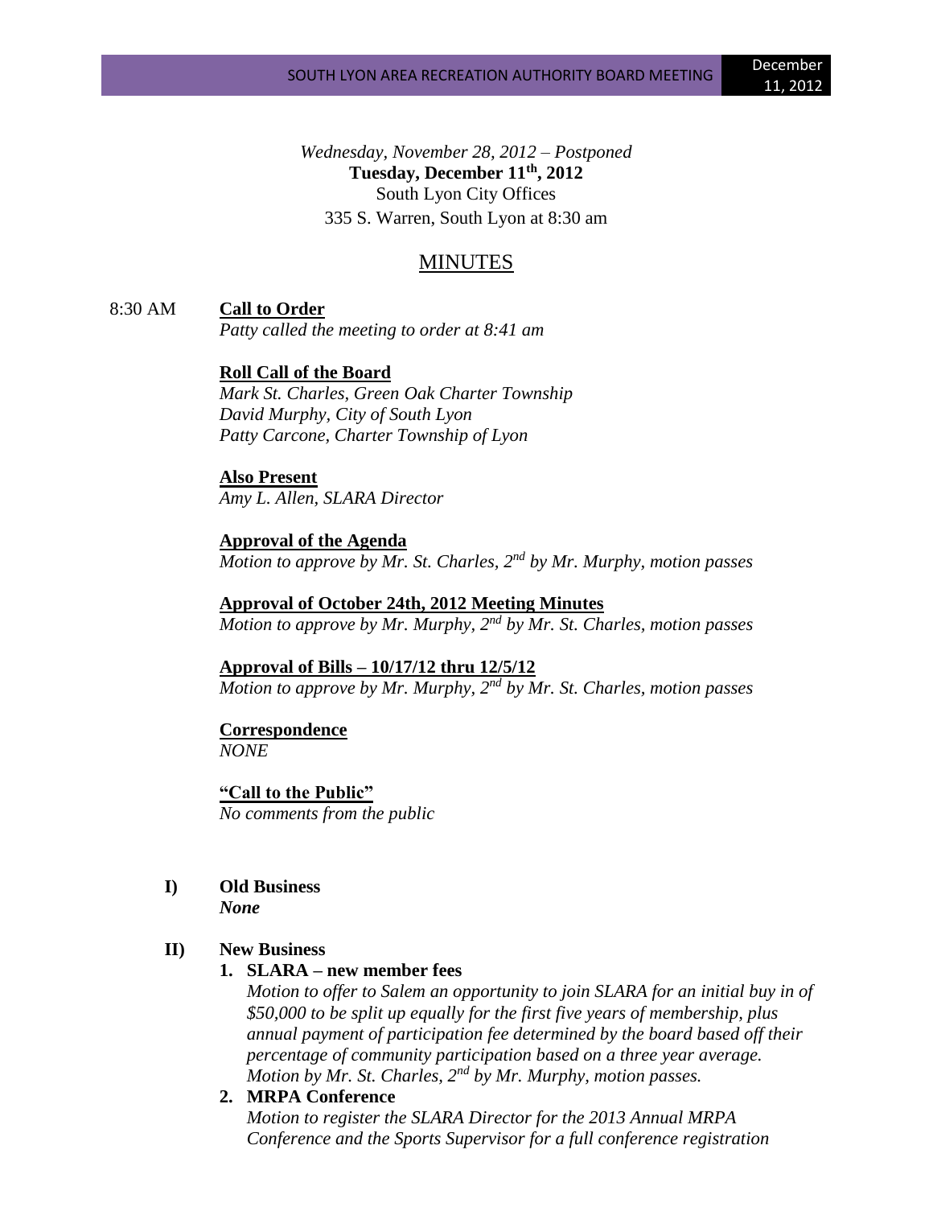*Wednesday, November 28, 2012 – Postponed*

**Tuesday, December 11th, 2012**

South Lyon City Offices

335 S. Warren, South Lyon at 8:30 am

# MINUTES

8:30 AM **Call to Order**

*Patty called the meeting to order at 8:41 am*

**Roll Call of the Board**

*Mark St. Charles, Green Oak Charter Township*
*David Murphy, City of South Lyon*
*Patty Carcone, Charter Township of Lyon*

**Also Present**

*Amy L. Allen, SLARA Director*

**Approval of the Agenda**

*Motion to approve by Mr. St. Charles, 2nd by Mr. Murphy, motion passes*

**Approval of October 24th, 2012 Meeting Minutes**

*Motion to approve by Mr. Murphy, 2nd by Mr. St. Charles, motion passes*

**Approval of Bills – 10/17/12 thru 12/5/12**

*Motion to approve by Mr. Murphy, 2nd by Mr. St. Charles, motion passes*

**Correspondence**

*NONE*

**"Call to the Public"**

*No comments from the public*

**I) Old Business**

***None***

**II) New Business**

1. **SLARA – new member fees**

   *Motion to offer to Salem an opportunity to join SLARA for an initial buy in of \$50,000 to be split up equally for the first five years of membership, plus annual payment of participation fee determined by the board based off their percentage of community participation based on a three year average. Motion by Mr. St. Charles, 2nd by Mr. Murphy, motion passes.*

2. **MRPA Conference**

   *Motion to register the SLARA Director for the 2013 Annual MRPA Conference and the Sports Supervisor for a full conference registration*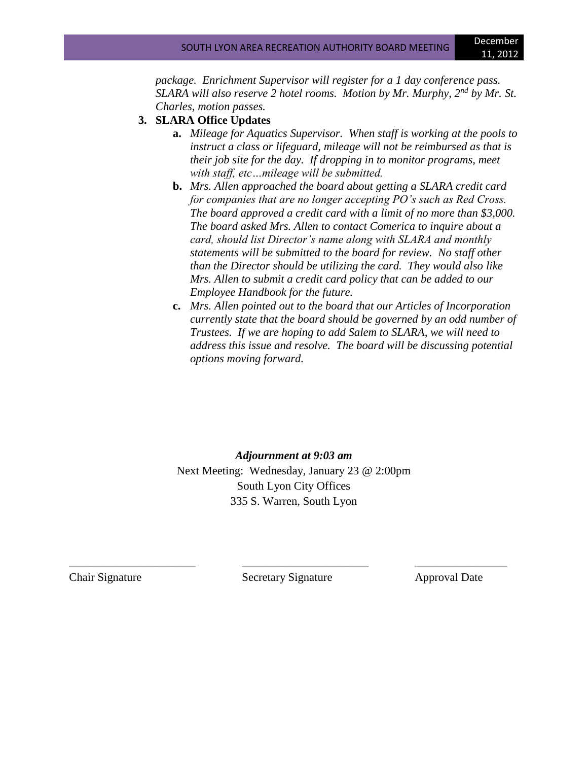*package. Enrichment Supervisor will register for a 1 day conference pass. SLARA will also reserve 2 hotel rooms. Motion by Mr. Murphy, 2nd by Mr. St. Charles, motion passes.*

3. **SLARA Office Updates**
   a. *Mileage for Aquatics Supervisor. When staff is working at the pools to instruct a class or lifeguard, mileage will not be reimbursed as that is their job site for the day. If dropping in to monitor programs, meet with staff, etc…mileage will be submitted.*
   b. *Mrs. Allen approached the board about getting a SLARA credit card for companies that are no longer accepting PO's such as Red Cross. The board approved a credit card with a limit of no more than $3,000. The board asked Mrs. Allen to contact Comerica to inquire about a card, should list Director's name along with SLARA and monthly statements will be submitted to the board for review. No staff other than the Director should be utilizing the card. They would also like Mrs. Allen to submit a credit card policy that can be added to our Employee Handbook for the future.*
   c. *Mrs. Allen pointed out to the board that our Articles of Incorporation currently state that the board should be governed by an odd number of Trustees. If we are hoping to add Salem to SLARA, we will need to address this issue and resolve. The board will be discussing potential options moving forward.*

***Adjournment at 9:03 am***

Next Meeting: Wednesday, January 23 @ 2:00pm
South Lyon City Offices
335 S. Warren, South Lyon

______________________ ______________________ ________________

Chair Signature Secretary Signature Approval Date